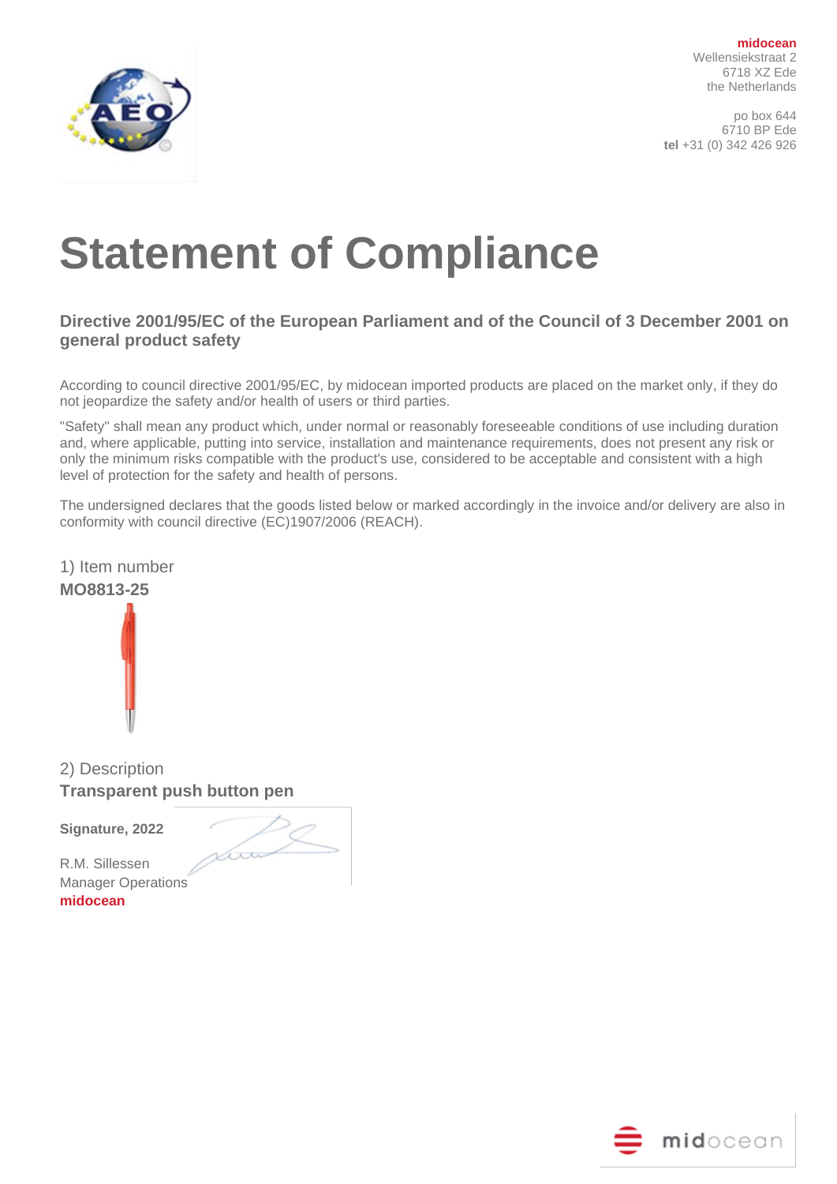**midocean**
Wellensiekstraat 2
6718 XZ Ede
the Netherlands

po box 644
6710 BP Ede
**tel** +31 (0) 342 426 926

# Statement of Compliance

## Directive 2001/95/EC of the European Parliament and of the Council of 3 December 2001 on general product safety

According to council directive 2001/95/EC, by midocean imported products are placed on the market only, if they do not jeopardize the safety and/or health of users or third parties.

"Safety" shall mean any product which, under normal or reasonably foreseeable conditions of use including duration and, where applicable, putting into service, installation and maintenance requirements, does not present any risk or only the minimum risks compatible with the product's use, considered to be acceptable and consistent with a high level of protection for the safety and health of persons.

The undersigned declares that the goods listed below or marked accordingly in the invoice and/or delivery are also in conformity with council directive (EC)1907/2006 (REACH).

1) Item number
**MO8813-25**

2) Description
**Transparent push button pen**

**Signature, 2022**

R.M. Sillessen
Manager Operations
**midocean**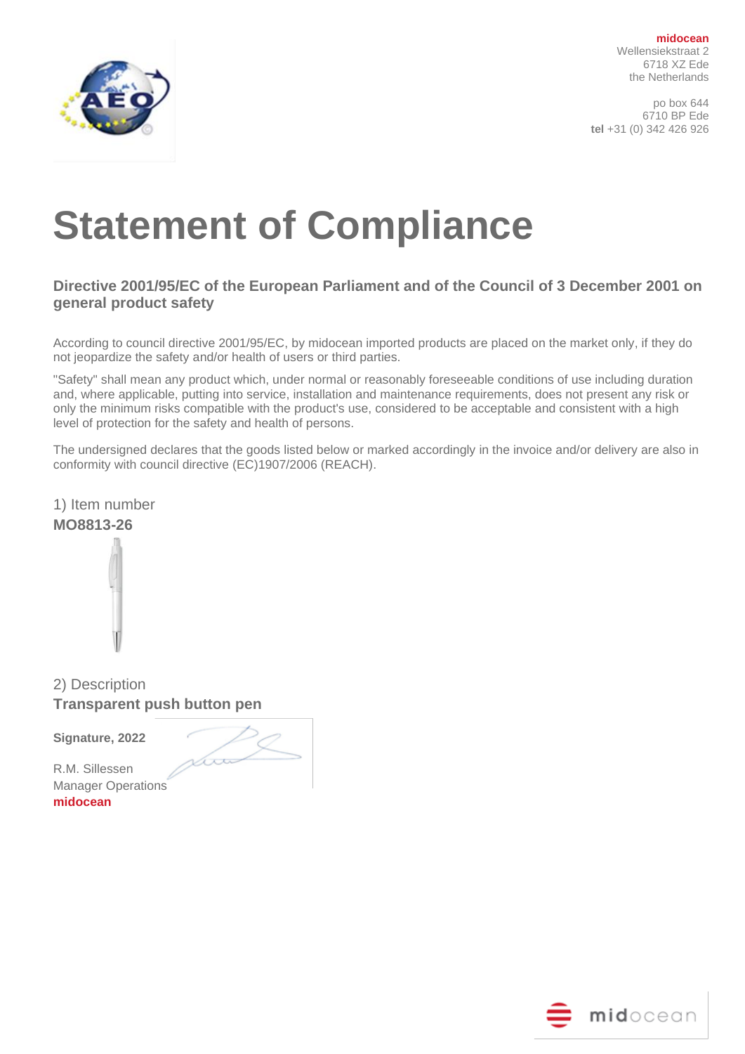**midocean**
Wellensiekstraat 2
6718 XZ Ede
the Netherlands

po box 644
6710 BP Ede
**tel** +31 (0) 342 426 926

# Statement of Compliance

### Directive 2001/95/EC of the European Parliament and of the Council of 3 December 2001 on general product safety

According to council directive 2001/95/EC, by midocean imported products are placed on the market only, if they do not jeopardize the safety and/or health of users or third parties.

"Safety" shall mean any product which, under normal or reasonably foreseeable conditions of use including duration and, where applicable, putting into service, installation and maintenance requirements, does not present any risk or only the minimum risks compatible with the product's use, considered to be acceptable and consistent with a high level of protection for the safety and health of persons.

The undersigned declares that the goods listed below or marked accordingly in the invoice and/or delivery are also in conformity with council directive (EC)1907/2006 (REACH).

1) Item number
**MO8813-26**

2) Description
**Transparent push button pen**

**Signature, 2022**

R.M. Sillessen
Manager Operations
**midocean**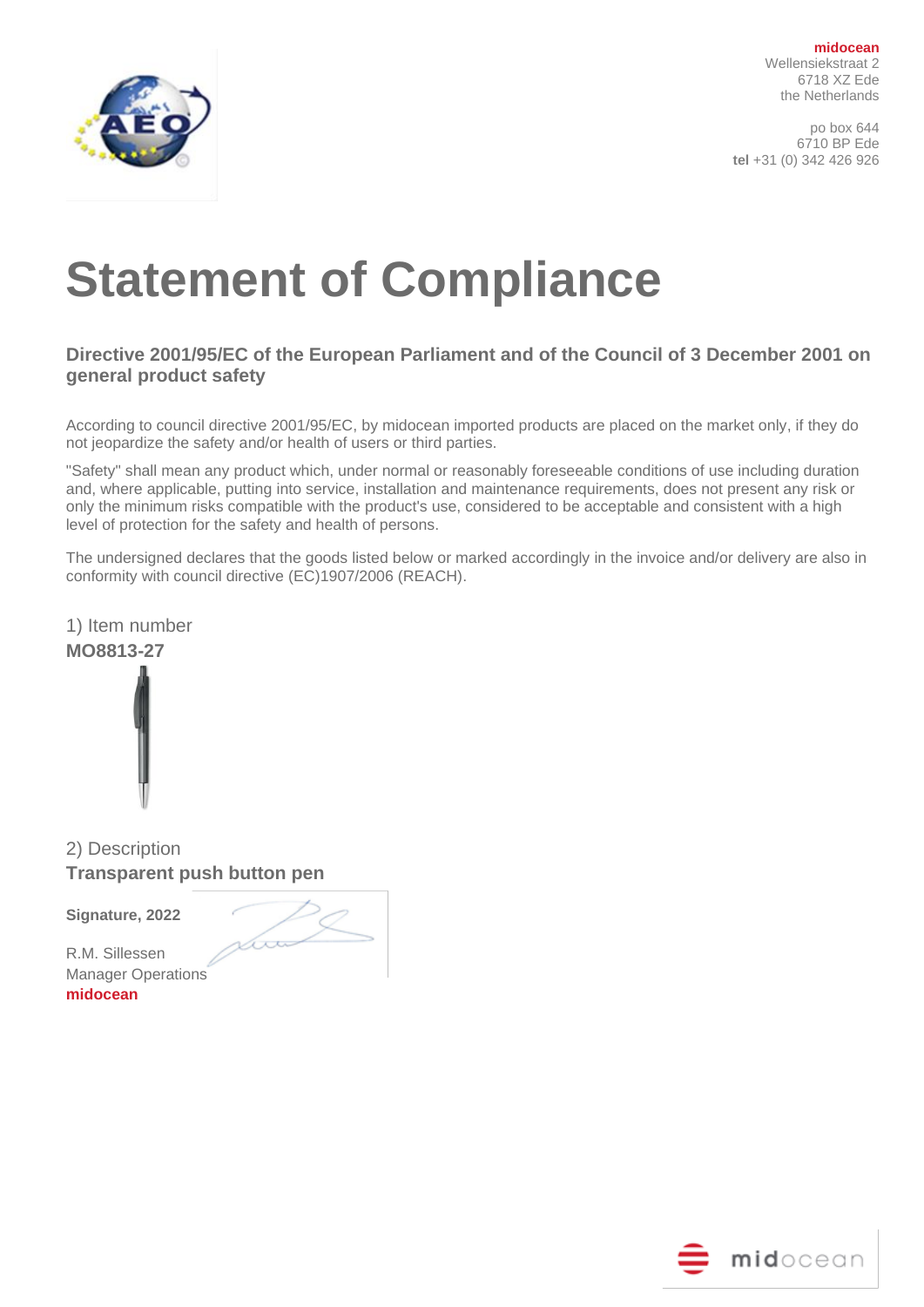**midocean**
Wellensiekstraat 2
6718 XZ Ede
the Netherlands

po box 644
6710 BP Ede
**tel** +31 (0) 342 426 926

# Statement of Compliance

### Directive 2001/95/EC of the European Parliament and of the Council of 3 December 2001 on general product safety

According to council directive 2001/95/EC, by midocean imported products are placed on the market only, if they do not jeopardize the safety and/or health of users or third parties.

"Safety" shall mean any product which, under normal or reasonably foreseeable conditions of use including duration and, where applicable, putting into service, installation and maintenance requirements, does not present any risk or only the minimum risks compatible with the product's use, considered to be acceptable and consistent with a high level of protection for the safety and health of persons.

The undersigned declares that the goods listed below or marked accordingly in the invoice and/or delivery are also in conformity with council directive (EC)1907/2006 (REACH).

1) Item number
**MO8813-27**

2) Description
**Transparent push button pen**

**Signature, 2022**

R.M. Sillessen
Manager Operations
**midocean**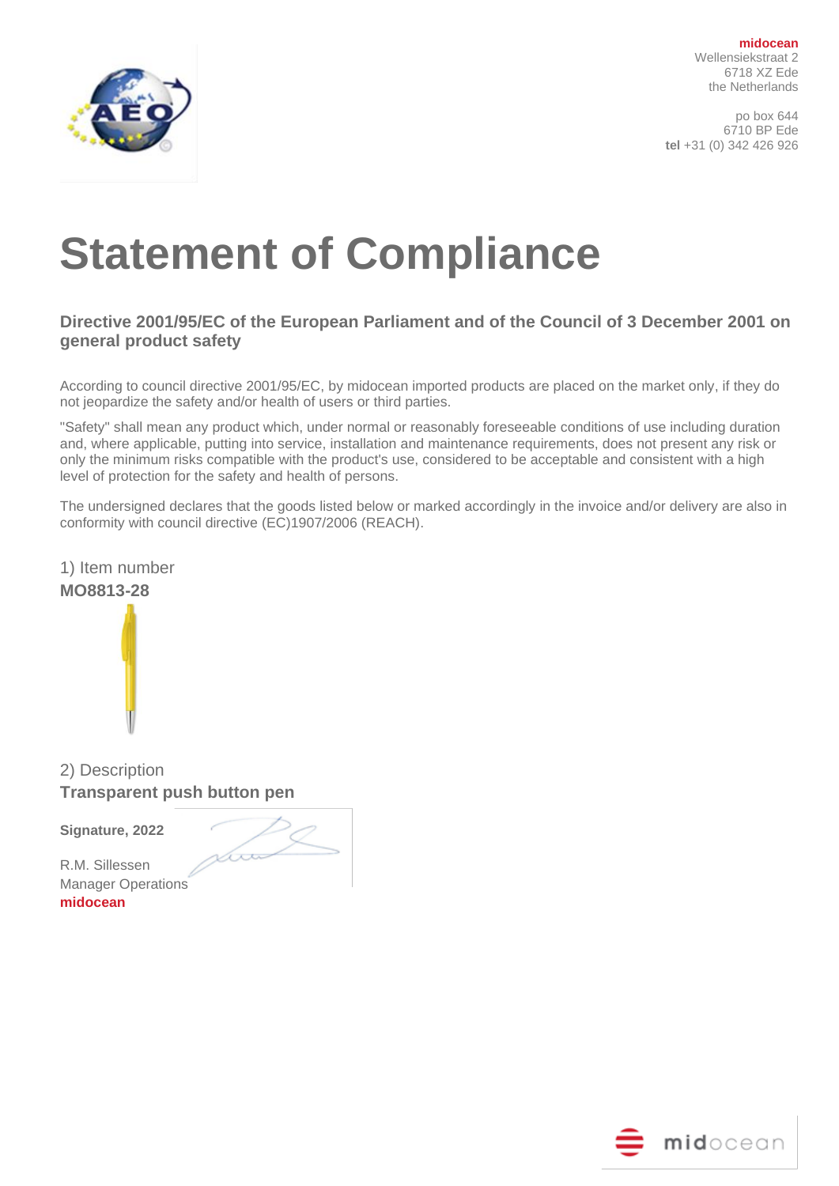**midocean**
Wellensiekstraat 2
6718 XZ Ede
the Netherlands

po box 644
6710 BP Ede
**tel** +31 (0) 342 426 926

# Statement of Compliance

### Directive 2001/95/EC of the European Parliament and of the Council of 3 December 2001 on general product safety

According to council directive 2001/95/EC, by midocean imported products are placed on the market only, if they do not jeopardize the safety and/or health of users or third parties.

"Safety" shall mean any product which, under normal or reasonably foreseeable conditions of use including duration and, where applicable, putting into service, installation and maintenance requirements, does not present any risk or only the minimum risks compatible with the product's use, considered to be acceptable and consistent with a high level of protection for the safety and health of persons.

The undersigned declares that the goods listed below or marked accordingly in the invoice and/or delivery are also in conformity with council directive (EC)1907/2006 (REACH).

1) Item number
**MO8813-28**

2) Description
**Transparent push button pen**

**Signature, 2022**

R.M. Sillessen
Manager Operations
**midocean**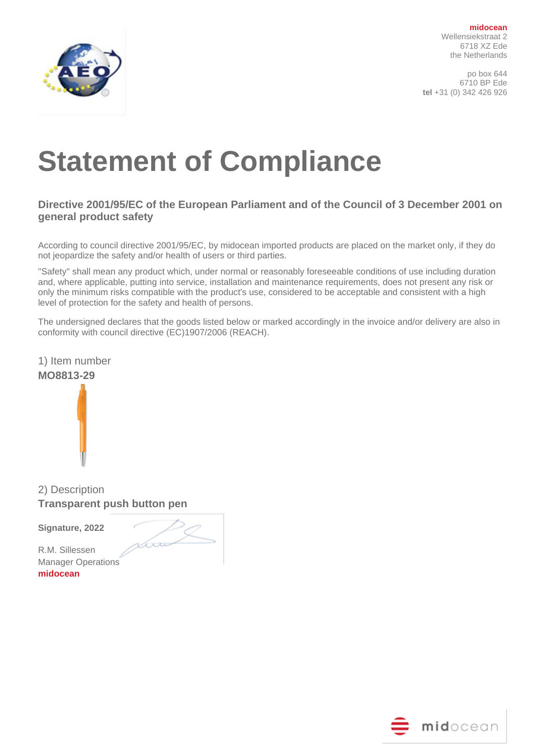**midocean**
Wellensiekstraat 2
6718 XZ Ede
the Netherlands

po box 644
6710 BP Ede
**tel** +31 (0) 342 426 926

# Statement of Compliance

### Directive 2001/95/EC of the European Parliament and of the Council of 3 December 2001 on general product safety

According to council directive 2001/95/EC, by midocean imported products are placed on the market only, if they do not jeopardize the safety and/or health of users or third parties.

"Safety" shall mean any product which, under normal or reasonably foreseeable conditions of use including duration and, where applicable, putting into service, installation and maintenance requirements, does not present any risk or only the minimum risks compatible with the product's use, considered to be acceptable and consistent with a high level of protection for the safety and health of persons.

The undersigned declares that the goods listed below or marked accordingly in the invoice and/or delivery are also in conformity with council directive (EC)1907/2006 (REACH).

1) Item number
**MO8813-29**

2) Description
**Transparent push button pen**

**Signature, 2022**

R.M. Sillessen
Manager Operations
**midocean**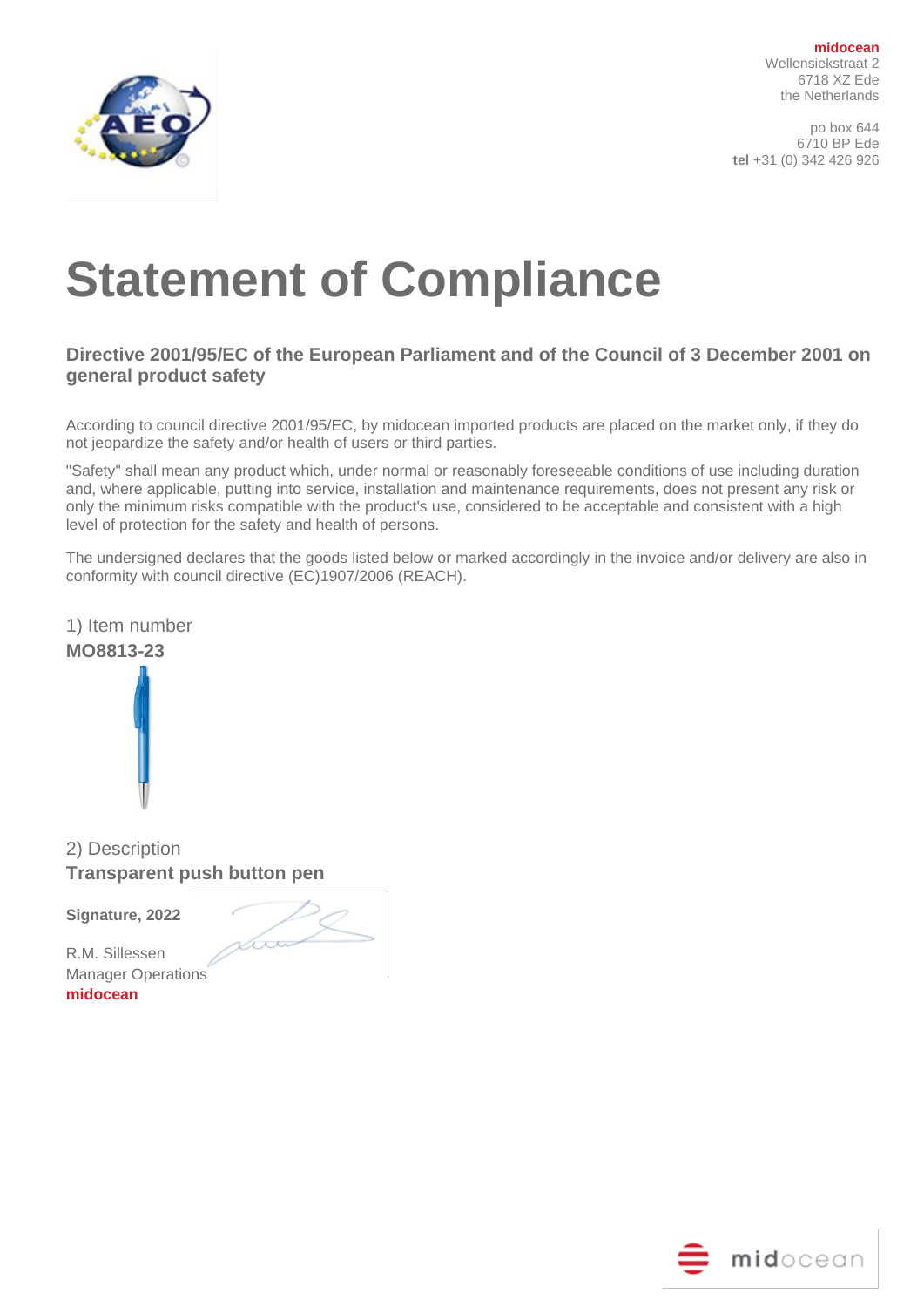**midocean**
Wellensiekstraat 2
6718 XZ Ede
the Netherlands

po box 644
6710 BP Ede
**tel** +31 (0) 342 426 926

# Statement of Compliance

### Directive 2001/95/EC of the European Parliament and of the Council of 3 December 2001 on general product safety

According to council directive 2001/95/EC, by midocean imported products are placed on the market only, if they do not jeopardize the safety and/or health of users or third parties.

"Safety" shall mean any product which, under normal or reasonably foreseeable conditions of use including duration and, where applicable, putting into service, installation and maintenance requirements, does not present any risk or only the minimum risks compatible with the product's use, considered to be acceptable and consistent with a high level of protection for the safety and health of persons.

The undersigned declares that the goods listed below or marked accordingly in the invoice and/or delivery are also in conformity with council directive (EC)1907/2006 (REACH).

1) Item number
**MO8813-23**

2) Description
**Transparent push button pen**

**Signature, 2022**

R.M. Sillessen
Manager Operations
**midocean**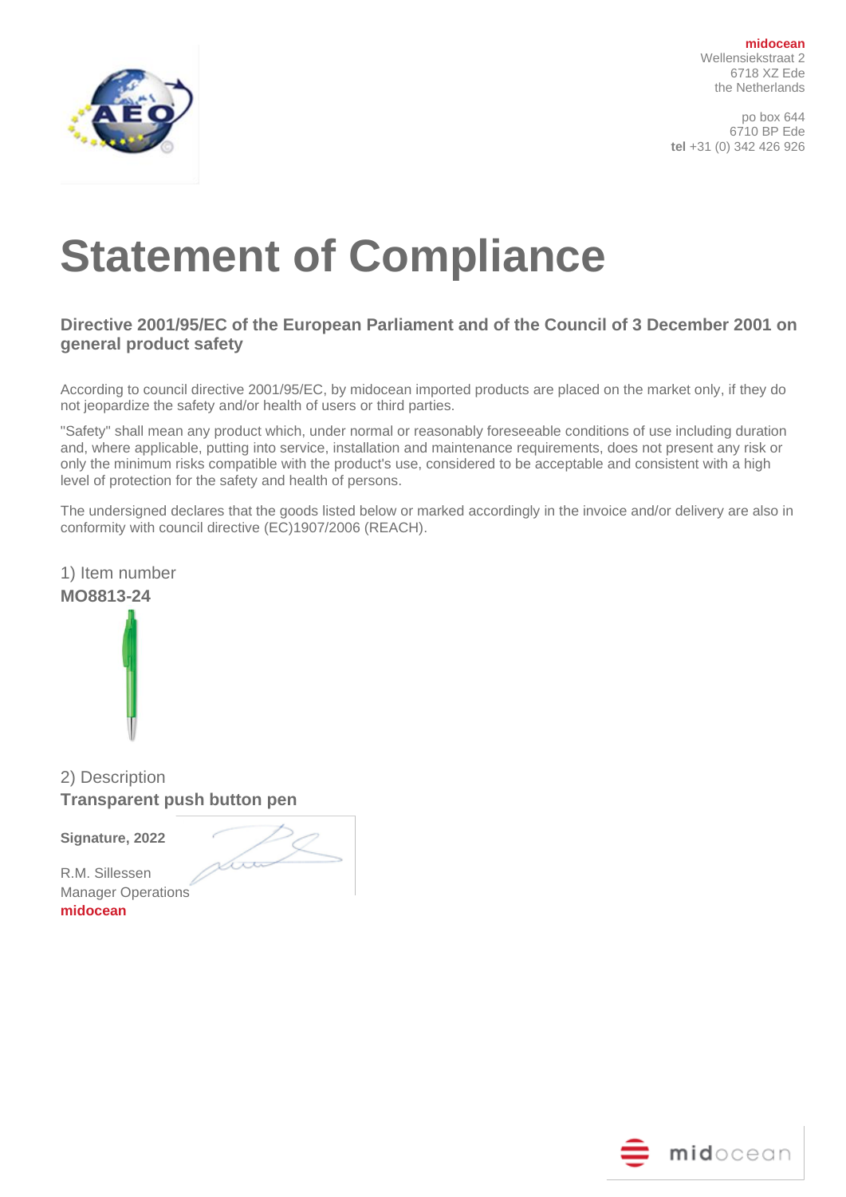**midocean**
Wellensiekstraat 2
6718 XZ Ede
the Netherlands

po box 644
6710 BP Ede
**tel** +31 (0) 342 426 926

# Statement of Compliance

### Directive 2001/95/EC of the European Parliament and of the Council of 3 December 2001 on general product safety

According to council directive 2001/95/EC, by midocean imported products are placed on the market only, if they do not jeopardize the safety and/or health of users or third parties.

"Safety" shall mean any product which, under normal or reasonably foreseeable conditions of use including duration and, where applicable, putting into service, installation and maintenance requirements, does not present any risk or only the minimum risks compatible with the product's use, considered to be acceptable and consistent with a high level of protection for the safety and health of persons.

The undersigned declares that the goods listed below or marked accordingly in the invoice and/or delivery are also in conformity with council directive (EC)1907/2006 (REACH).

1) Item number
**MO8813-24**

2) Description
**Transparent push button pen**

**Signature, 2022**

R.M. Sillessen
Manager Operations
**midocean**